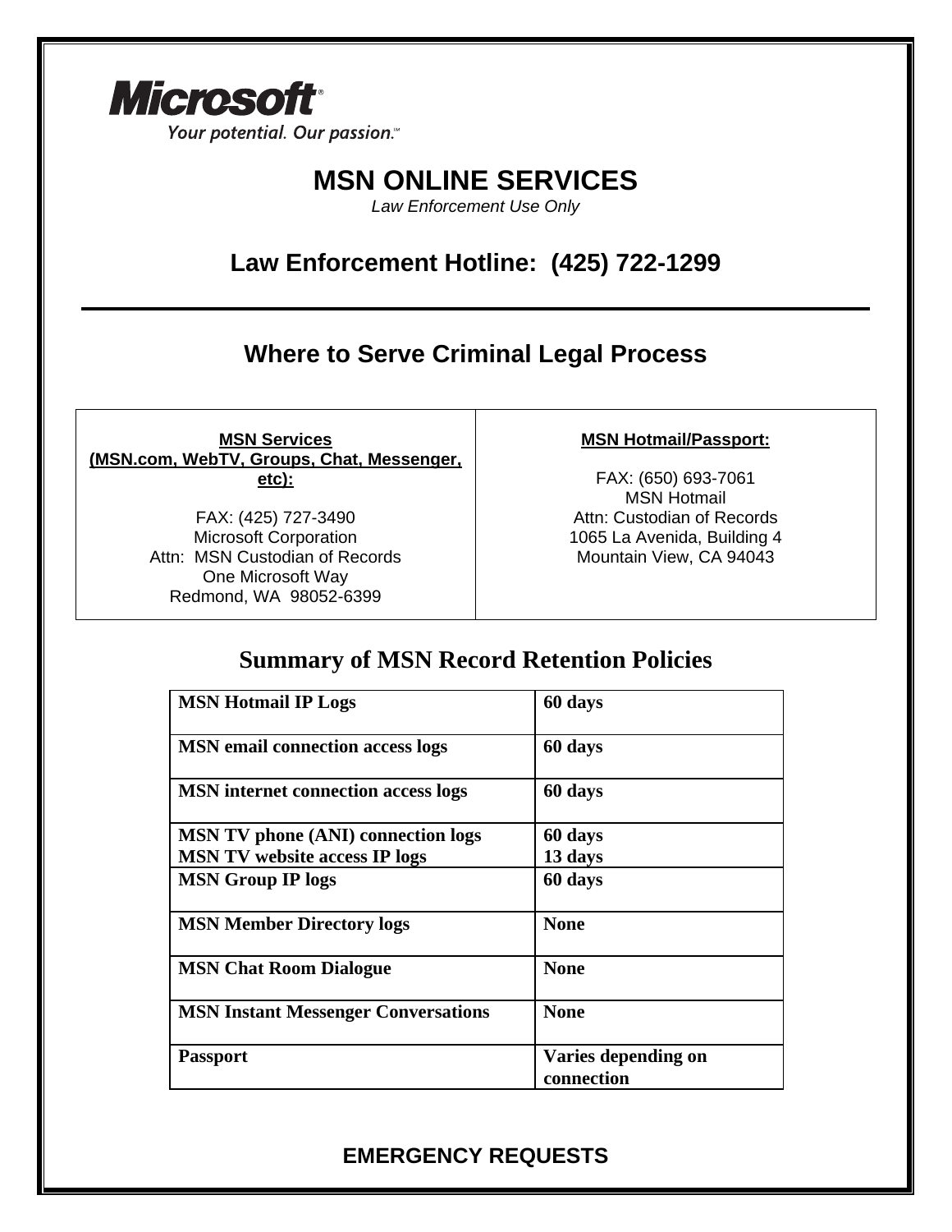**Microsoft**®

*Your potential. Our passion.*™

# MSN ONLINE SERVICES

*Law Enforcement Use Only*

## Law Enforcement Hotline: (425) 722-1299

---

## Where to Serve Criminal Legal Process

| **MSN Services (MSN.com, WebTV, Groups, Chat, Messenger, etc):** | **MSN Hotmail/Passport:** |
|---|---|
| FAX: (425) 727-3490<br>Microsoft Corporation<br>Attn: MSN Custodian of Records<br>One Microsoft Way<br>Redmond, WA 98052-6399 | FAX: (650) 693-7061<br>MSN Hotmail<br>Attn: Custodian of Records<br>1065 La Avenida, Building 4<br>Mountain View, CA 94043 |

## Summary of MSN Record Retention Policies

| | |
|---|---|
| **MSN Hotmail IP Logs** | **60 days** |
| **MSN email connection access logs** | **60 days** |
| **MSN internet connection access logs** | **60 days** |
| **MSN TV phone (ANI) connection logs**<br>**MSN TV website access IP logs** | **60 days**<br>**13 days** |
| **MSN Group IP logs** | **60 days** |
| **MSN Member Directory logs** | **None** |
| **MSN Chat Room Dialogue** | **None** |
| **MSN Instant Messenger Conversations** | **None** |
| **Passport** | **Varies depending on connection** |

## EMERGENCY REQUESTS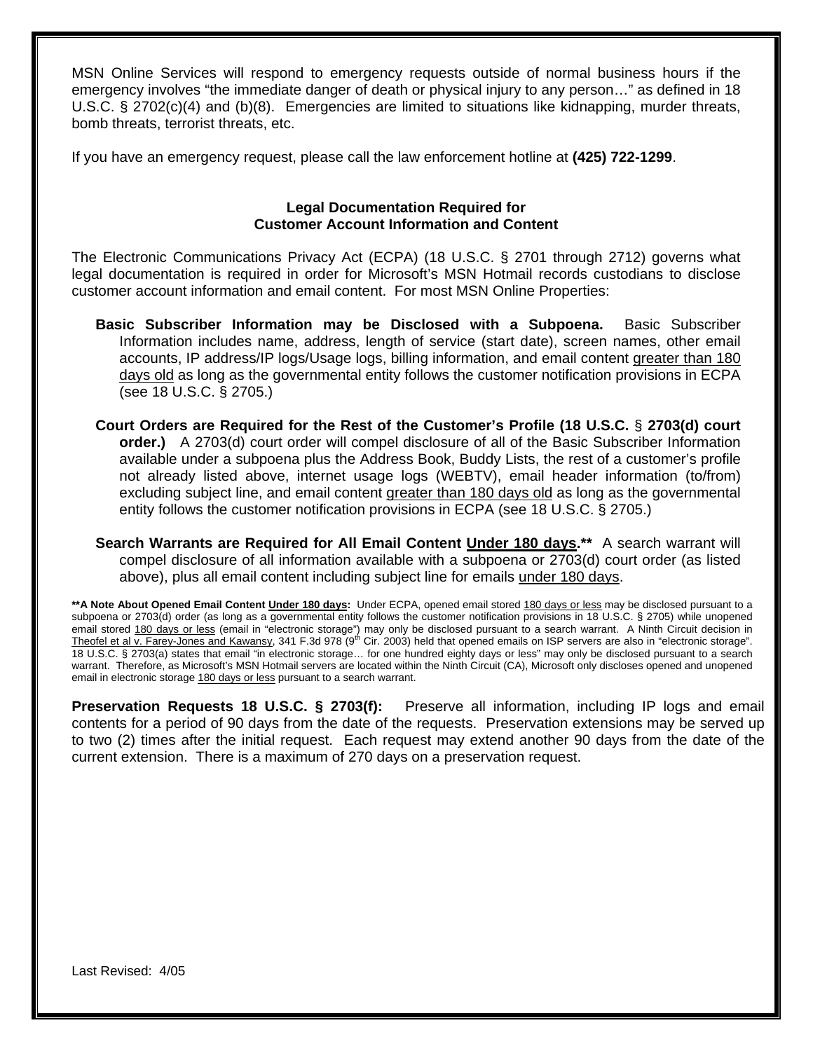MSN Online Services will respond to emergency requests outside of normal business hours if the emergency involves "the immediate danger of death or physical injury to any person…" as defined in 18 U.S.C. § 2702(c)(4) and (b)(8). Emergencies are limited to situations like kidnapping, murder threats, bomb threats, terrorist threats, etc.

If you have an emergency request, please call the law enforcement hotline at **(425) 722-1299**.

### Legal Documentation Required for Customer Account Information and Content

The Electronic Communications Privacy Act (ECPA) (18 U.S.C. § 2701 through 2712) governs what legal documentation is required in order for Microsoft's MSN Hotmail records custodians to disclose customer account information and email content. For most MSN Online Properties:

**Basic Subscriber Information may be Disclosed with a Subpoena.** Basic Subscriber Information includes name, address, length of service (start date), screen names, other email accounts, IP address/IP logs/Usage logs, billing information, and email content <u>greater than 180 days old</u> as long as the governmental entity follows the customer notification provisions in ECPA (see 18 U.S.C. § 2705.)

**Court Orders are Required for the Rest of the Customer's Profile (18 U.S.C. § 2703(d) court order.)** A 2703(d) court order will compel disclosure of all of the Basic Subscriber Information available under a subpoena plus the Address Book, Buddy Lists, the rest of a customer's profile not already listed above, internet usage logs (WEBTV), email header information (to/from) excluding subject line, and email content <u>greater than 180 days old</u> as long as the governmental entity follows the customer notification provisions in ECPA (see 18 U.S.C. § 2705.)

**Search Warrants are Required for All Email Content <u>Under 180 days</u>.\*\*** A search warrant will compel disclosure of all information available with a subpoena or 2703(d) court order (as listed above), plus all email content including subject line for emails <u>under 180 days</u>.

**\*\*A Note About Opened Email Content <u>Under 180 days</u>:** Under ECPA, opened email stored <u>180 days or less</u> may be disclosed pursuant to a subpoena or 2703(d) order (as long as a governmental entity follows the customer notification provisions in 18 U.S.C. § 2705) while unopened email stored <u>180 days or less</u> (email in "electronic storage") may only be disclosed pursuant to a search warrant. A Ninth Circuit decision in <u>Theofel et al v. Farey-Jones and Kawansy</u>, 341 F.3d 978 (9th Cir. 2003) held that opened emails on ISP servers are also in "electronic storage". 18 U.S.C. § 2703(a) states that email "in electronic storage… for one hundred eighty days or less" may only be disclosed pursuant to a search warrant. Therefore, as Microsoft's MSN Hotmail servers are located within the Ninth Circuit (CA), Microsoft only discloses opened and unopened email in electronic storage <u>180 days or less</u> pursuant to a search warrant.

**Preservation Requests 18 U.S.C. § 2703(f):** Preserve all information, including IP logs and email contents for a period of 90 days from the date of the requests. Preservation extensions may be served up to two (2) times after the initial request. Each request may extend another 90 days from the date of the current extension. There is a maximum of 270 days on a preservation request.

Last Revised: 4/05